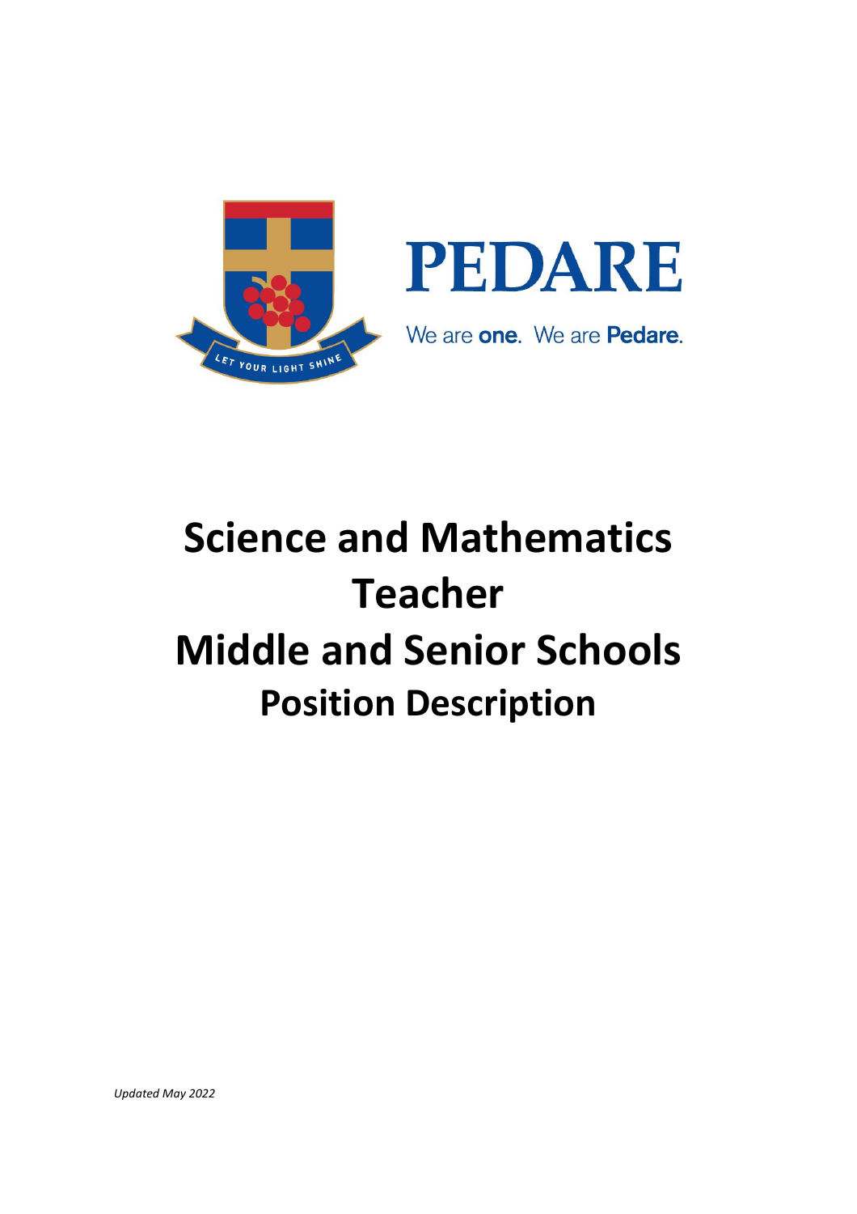PEDARE

We are **one**. We are **Pedare**.

# Science and Mathematics Teacher
# Middle and Senior Schools
## Position Description

*Updated May 2022*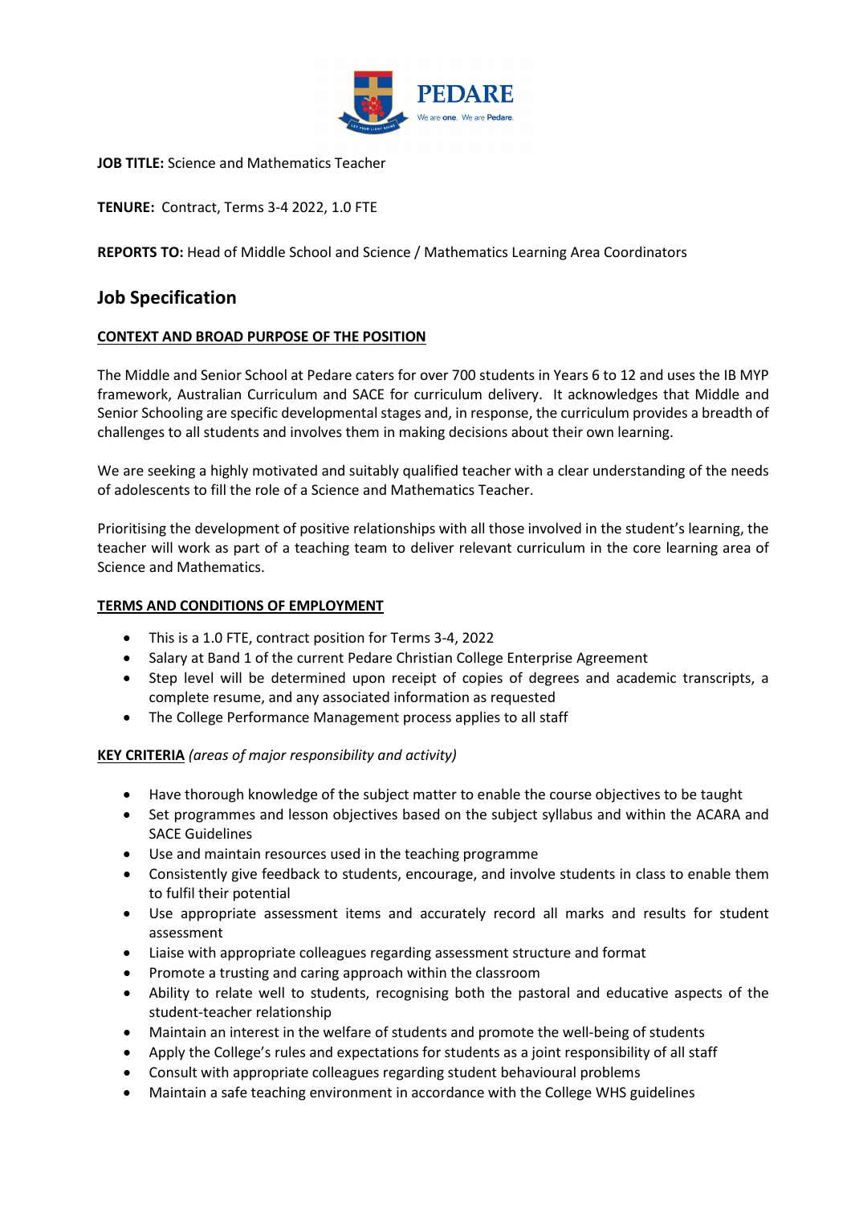**JOB TITLE:** Science and Mathematics Teacher

**TENURE:** Contract, Terms 3-4 2022, 1.0 FTE

**REPORTS TO:** Head of Middle School and Science / Mathematics Learning Area Coordinators

## Job Specification

### CONTEXT AND BROAD PURPOSE OF THE POSITION

The Middle and Senior School at Pedare caters for over 700 students in Years 6 to 12 and uses the IB MYP framework, Australian Curriculum and SACE for curriculum delivery. It acknowledges that Middle and Senior Schooling are specific developmental stages and, in response, the curriculum provides a breadth of challenges to all students and involves them in making decisions about their own learning.

We are seeking a highly motivated and suitably qualified teacher with a clear understanding of the needs of adolescents to fill the role of a Science and Mathematics Teacher.

Prioritising the development of positive relationships with all those involved in the student's learning, the teacher will work as part of a teaching team to deliver relevant curriculum in the core learning area of Science and Mathematics.

### TERMS AND CONDITIONS OF EMPLOYMENT

- This is a 1.0 FTE, contract position for Terms 3-4, 2022
- Salary at Band 1 of the current Pedare Christian College Enterprise Agreement
- Step level will be determined upon receipt of copies of degrees and academic transcripts, a complete resume, and any associated information as requested
- The College Performance Management process applies to all staff

**KEY CRITERIA** *(areas of major responsibility and activity)*

- Have thorough knowledge of the subject matter to enable the course objectives to be taught
- Set programmes and lesson objectives based on the subject syllabus and within the ACARA and SACE Guidelines
- Use and maintain resources used in the teaching programme
- Consistently give feedback to students, encourage, and involve students in class to enable them to fulfil their potential
- Use appropriate assessment items and accurately record all marks and results for student assessment
- Liaise with appropriate colleagues regarding assessment structure and format
- Promote a trusting and caring approach within the classroom
- Ability to relate well to students, recognising both the pastoral and educative aspects of the student-teacher relationship
- Maintain an interest in the welfare of students and promote the well-being of students
- Apply the College's rules and expectations for students as a joint responsibility of all staff
- Consult with appropriate colleagues regarding student behavioural problems
- Maintain a safe teaching environment in accordance with the College WHS guidelines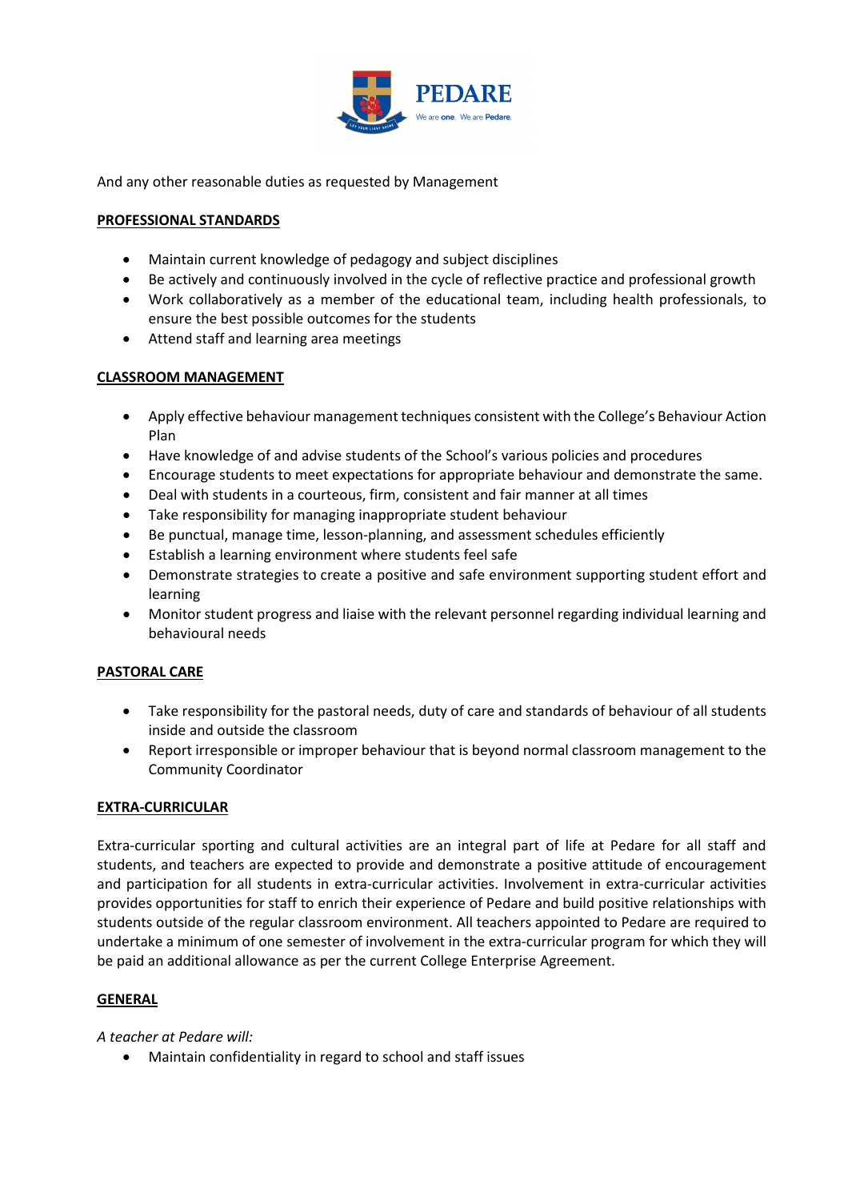And any other reasonable duties as requested by Management

**PROFESSIONAL STANDARDS**

- Maintain current knowledge of pedagogy and subject disciplines
- Be actively and continuously involved in the cycle of reflective practice and professional growth
- Work collaboratively as a member of the educational team, including health professionals, to ensure the best possible outcomes for the students
- Attend staff and learning area meetings

**CLASSROOM MANAGEMENT**

- Apply effective behaviour management techniques consistent with the College's Behaviour Action Plan
- Have knowledge of and advise students of the School's various policies and procedures
- Encourage students to meet expectations for appropriate behaviour and demonstrate the same.
- Deal with students in a courteous, firm, consistent and fair manner at all times
- Take responsibility for managing inappropriate student behaviour
- Be punctual, manage time, lesson-planning, and assessment schedules efficiently
- Establish a learning environment where students feel safe
- Demonstrate strategies to create a positive and safe environment supporting student effort and learning
- Monitor student progress and liaise with the relevant personnel regarding individual learning and behavioural needs

**PASTORAL CARE**

- Take responsibility for the pastoral needs, duty of care and standards of behaviour of all students inside and outside the classroom
- Report irresponsible or improper behaviour that is beyond normal classroom management to the Community Coordinator

**EXTRA-CURRICULAR**

Extra-curricular sporting and cultural activities are an integral part of life at Pedare for all staff and students, and teachers are expected to provide and demonstrate a positive attitude of encouragement and participation for all students in extra-curricular activities. Involvement in extra-curricular activities provides opportunities for staff to enrich their experience of Pedare and build positive relationships with students outside of the regular classroom environment. All teachers appointed to Pedare are required to undertake a minimum of one semester of involvement in the extra-curricular program for which they will be paid an additional allowance as per the current College Enterprise Agreement.

**GENERAL**

*A teacher at Pedare will:*

- Maintain confidentiality in regard to school and staff issues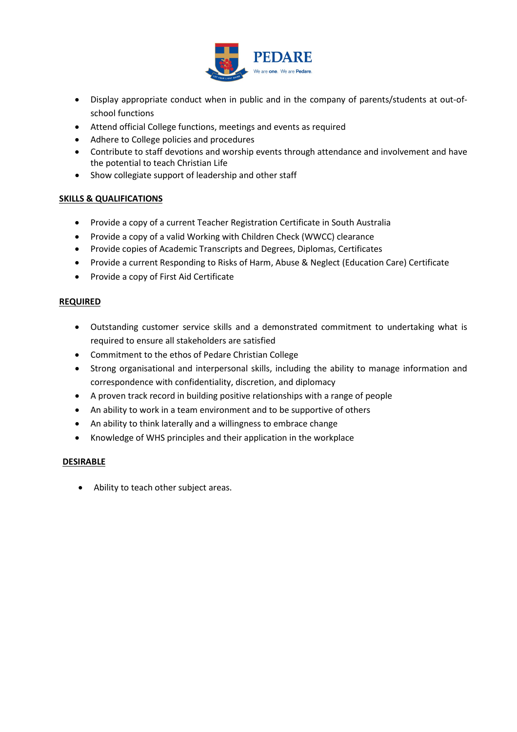- Display appropriate conduct when in public and in the company of parents/students at out-of-school functions
- Attend official College functions, meetings and events as required
- Adhere to College policies and procedures
- Contribute to staff devotions and worship events through attendance and involvement and have the potential to teach Christian Life
- Show collegiate support of leadership and other staff

## SKILLS & QUALIFICATIONS

- Provide a copy of a current Teacher Registration Certificate in South Australia
- Provide a copy of a valid Working with Children Check (WWCC) clearance
- Provide copies of Academic Transcripts and Degrees, Diplomas, Certificates
- Provide a current Responding to Risks of Harm, Abuse & Neglect (Education Care) Certificate
- Provide a copy of First Aid Certificate

## REQUIRED

- Outstanding customer service skills and a demonstrated commitment to undertaking what is required to ensure all stakeholders are satisfied
- Commitment to the ethos of Pedare Christian College
- Strong organisational and interpersonal skills, including the ability to manage information and correspondence with confidentiality, discretion, and diplomacy
- A proven track record in building positive relationships with a range of people
- An ability to work in a team environment and to be supportive of others
- An ability to think laterally and a willingness to embrace change
- Knowledge of WHS principles and their application in the workplace

## DESIRABLE

- Ability to teach other subject areas.